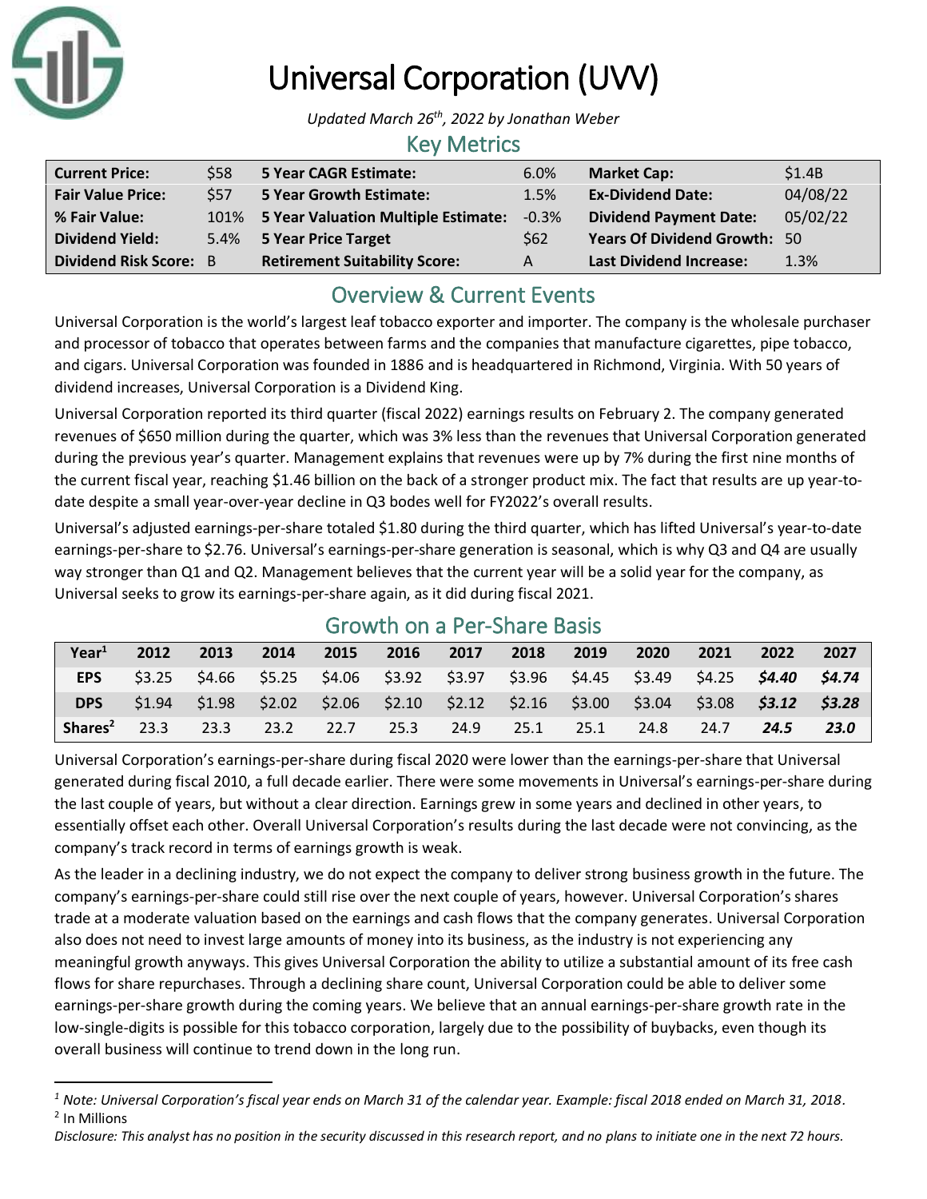# Universal Corporation (UVV)

*Updated March 26th, 2022 by Jonathan Weber*

## Key Metrics

| | | | | | |
|---|---|---|---|---|---|
| **Current Price:** | $58 | **5 Year CAGR Estimate:** | 6.0% | **Market Cap:** | $1.4B |
| **Fair Value Price:** | $57 | **5 Year Growth Estimate:** | 1.5% | **Ex-Dividend Date:** | 04/08/22 |
| **% Fair Value:** | 101% | **5 Year Valuation Multiple Estimate:** | -0.3% | **Dividend Payment Date:** | 05/02/22 |
| **Dividend Yield:** | 5.4% | **5 Year Price Target** | $62 | **Years Of Dividend Growth:** | 50 |
| **Dividend Risk Score:** | B | **Retirement Suitability Score:** | A | **Last Dividend Increase:** | 1.3% |

## Overview & Current Events

Universal Corporation is the world's largest leaf tobacco exporter and importer. The company is the wholesale purchaser and processor of tobacco that operates between farms and the companies that manufacture cigarettes, pipe tobacco, and cigars. Universal Corporation was founded in 1886 and is headquartered in Richmond, Virginia. With 50 years of dividend increases, Universal Corporation is a Dividend King.

Universal Corporation reported its third quarter (fiscal 2022) earnings results on February 2. The company generated revenues of $650 million during the quarter, which was 3% less than the revenues that Universal Corporation generated during the previous year's quarter. Management explains that revenues were up by 7% during the first nine months of the current fiscal year, reaching $1.46 billion on the back of a stronger product mix. The fact that results are up year-to-date despite a small year-over-year decline in Q3 bodes well for FY2022's overall results.

Universal's adjusted earnings-per-share totaled $1.80 during the third quarter, which has lifted Universal's year-to-date earnings-per-share to $2.76. Universal's earnings-per-share generation is seasonal, which is why Q3 and Q4 are usually way stronger than Q1 and Q2. Management believes that the current year will be a solid year for the company, as Universal seeks to grow its earnings-per-share again, as it did during fiscal 2021.

## Growth on a Per-Share Basis

| Year[1] | 2012 | 2013 | 2014 | 2015 | 2016 | 2017 | 2018 | 2019 | 2020 | 2021 | 2022 | 2027 |
|---|---|---|---|---|---|---|---|---|---|---|---|---|
| **EPS** | $3.25 | $4.66 | $5.25 | $4.06 | $3.92 | $3.97 | $3.96 | $4.45 | $3.49 | $4.25 | ***$4.40*** | ***$4.74*** |
| **DPS** | $1.94 | $1.98 | $2.02 | $2.06 | $2.10 | $2.12 | $2.16 | $3.00 | $3.04 | $3.08 | ***$3.12*** | ***$3.28*** |
| **Shares[2]** | 23.3 | 23.3 | 23.2 | 22.7 | 25.3 | 24.9 | 25.1 | 25.1 | 24.8 | 24.7 | ***24.5*** | ***23.0*** |

Universal Corporation's earnings-per-share during fiscal 2020 were lower than the earnings-per-share that Universal generated during fiscal 2010, a full decade earlier. There were some movements in Universal's earnings-per-share during the last couple of years, but without a clear direction. Earnings grew in some years and declined in other years, to essentially offset each other. Overall Universal Corporation's results during the last decade were not convincing, as the company's track record in terms of earnings growth is weak.

As the leader in a declining industry, we do not expect the company to deliver strong business growth in the future. The company's earnings-per-share could still rise over the next couple of years, however. Universal Corporation's shares trade at a moderate valuation based on the earnings and cash flows that the company generates. Universal Corporation also does not need to invest large amounts of money into its business, as the industry is not experiencing any meaningful growth anyways. This gives Universal Corporation the ability to utilize a substantial amount of its free cash flows for share repurchases. Through a declining share count, Universal Corporation could be able to deliver some earnings-per-share growth during the coming years. We believe that an annual earnings-per-share growth rate in the low-single-digits is possible for this tobacco corporation, largely due to the possibility of buybacks, even though its overall business will continue to trend down in the long run.

---

[1] *Note: Universal Corporation's fiscal year ends on March 31 of the calendar year. Example: fiscal 2018 ended on March 31, 2018.*

[2] In Millions

*Disclosure: This analyst has no position in the security discussed in this research report, and no plans to initiate one in the next 72 hours.*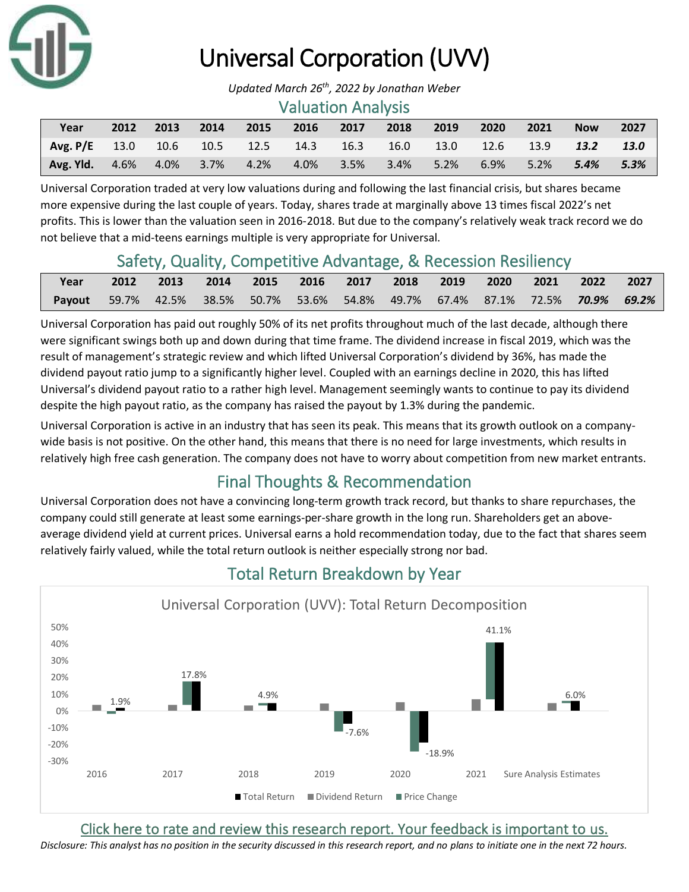## Valuation Analysis

| Year | 2012 | 2013 | 2014 | 2015 | 2016 | 2017 | 2018 | 2019 | 2020 | 2021 | Now | 2027 |
|---|---|---|---|---|---|---|---|---|---|---|---|---|
| **Avg. P/E** | 13.0 | 10.6 | 10.5 | 12.5 | 14.3 | 16.3 | 16.0 | 13.0 | 12.6 | 13.9 | ***13.2*** | ***13.0*** |
| **Avg. Yld.** | 4.6% | 4.0% | 3.7% | 4.2% | 4.0% | 3.5% | 3.4% | 5.2% | 6.9% | 5.2% | ***5.4%*** | ***5.3%*** |

Universal Corporation traded at very low valuations during and following the last financial crisis, but shares became more expensive during the last couple of years. Today, shares trade at marginally above 13 times fiscal 2022's net profits. This is lower than the valuation seen in 2016-2018. But due to the company's relatively weak track record we do not believe that a mid-teens earnings multiple is very appropriate for Universal.

## Safety, Quality, Competitive Advantage, & Recession Resiliency

| Year | 2012 | 2013 | 2014 | 2015 | 2016 | 2017 | 2018 | 2019 | 2020 | 2021 | 2022 | 2027 |
|---|---|---|---|---|---|---|---|---|---|---|---|---|
| **Payout** | 59.7% | 42.5% | 38.5% | 50.7% | 53.6% | 54.8% | 49.7% | 67.4% | 87.1% | 72.5% | ***70.9%*** | ***69.2%*** |

Universal Corporation has paid out roughly 50% of its net profits throughout much of the last decade, although there were significant swings both up and down during that time frame. The dividend increase in fiscal 2019, which was the result of management's strategic review and which lifted Universal Corporation's dividend by 36%, has made the dividend payout ratio jump to a significantly higher level. Coupled with an earnings decline in 2020, this has lifted Universal's dividend payout ratio to a rather high level. Management seemingly wants to continue to pay its dividend despite the high payout ratio, as the company has raised the payout by 1.3% during the pandemic.

Universal Corporation is active in an industry that has seen its peak. This means that its growth outlook on a company-wide basis is not positive. On the other hand, this means that there is no need for large investments, which results in relatively high free cash generation. The company does not have to worry about competition from new market entrants.

## Final Thoughts & Recommendation

Universal Corporation does not have a convincing long-term growth track record, but thanks to share repurchases, the company could still generate at least some earnings-per-share growth in the long run. Shareholders get an above-average dividend yield at current prices. Universal earns a hold recommendation today, due to the fact that shares seem relatively fairly valued, while the total return outlook is neither especially strong nor bad.

## Total Return Breakdown by Year

Universal Corporation (UVV): Total Return Decomposition

Click here to rate and review this research report. Your feedback is important to us.

*Disclosure: This analyst has no position in the security discussed in this research report, and no plans to initiate one in the next 72 hours.*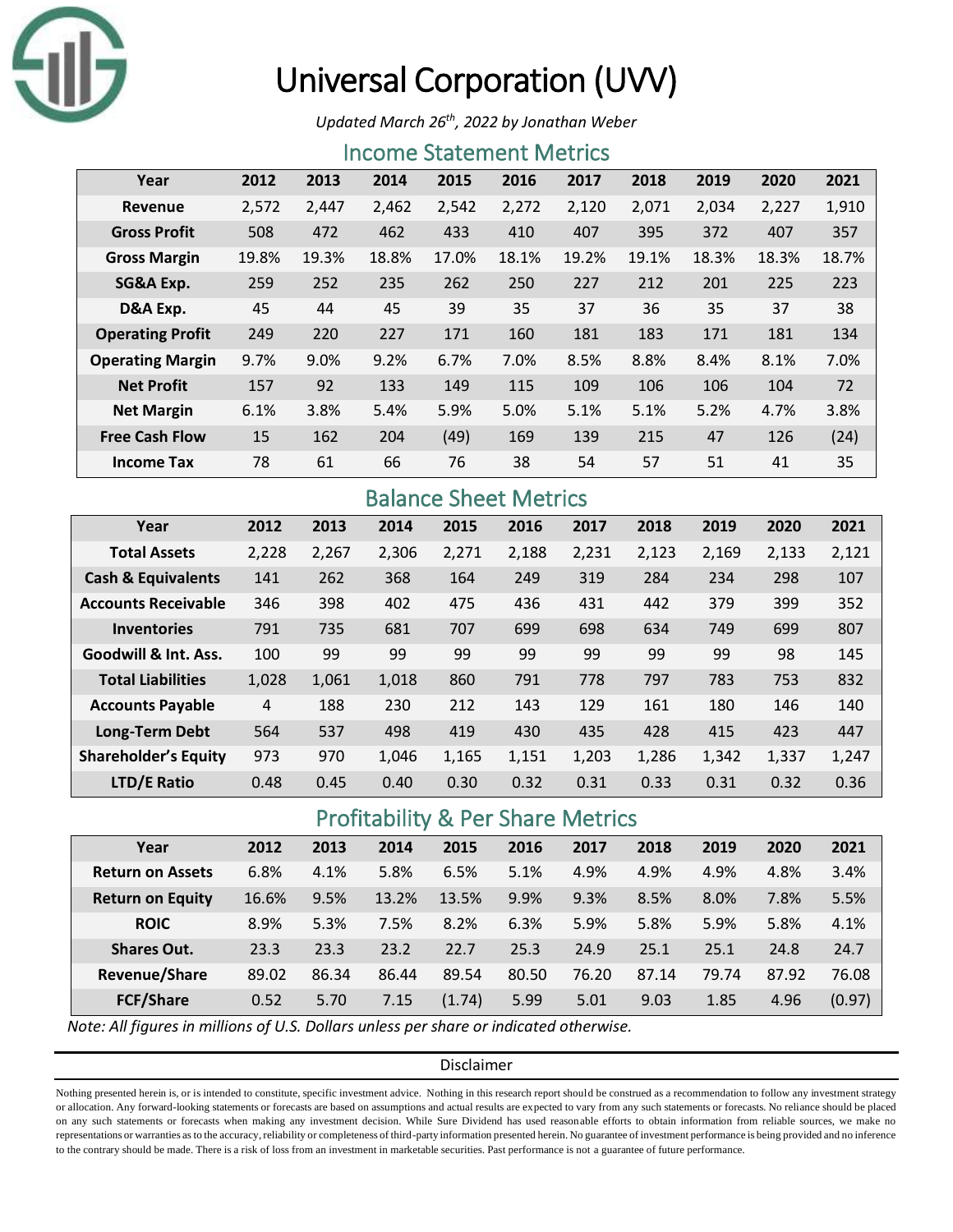# Universal Corporation (UVV)

*Updated March 26th, 2022 by Jonathan Weber*

## Income Statement Metrics

| Year | 2012 | 2013 | 2014 | 2015 | 2016 | 2017 | 2018 | 2019 | 2020 | 2021 |
|---|---|---|---|---|---|---|---|---|---|---|
| Revenue | 2,572 | 2,447 | 2,462 | 2,542 | 2,272 | 2,120 | 2,071 | 2,034 | 2,227 | 1,910 |
| Gross Profit | 508 | 472 | 462 | 433 | 410 | 407 | 395 | 372 | 407 | 357 |
| Gross Margin | 19.8% | 19.3% | 18.8% | 17.0% | 18.1% | 19.2% | 19.1% | 18.3% | 18.3% | 18.7% |
| SG&A Exp. | 259 | 252 | 235 | 262 | 250 | 227 | 212 | 201 | 225 | 223 |
| D&A Exp. | 45 | 44 | 45 | 39 | 35 | 37 | 36 | 35 | 37 | 38 |
| Operating Profit | 249 | 220 | 227 | 171 | 160 | 181 | 183 | 171 | 181 | 134 |
| Operating Margin | 9.7% | 9.0% | 9.2% | 6.7% | 7.0% | 8.5% | 8.8% | 8.4% | 8.1% | 7.0% |
| Net Profit | 157 | 92 | 133 | 149 | 115 | 109 | 106 | 106 | 104 | 72 |
| Net Margin | 6.1% | 3.8% | 5.4% | 5.9% | 5.0% | 5.1% | 5.1% | 5.2% | 4.7% | 3.8% |
| Free Cash Flow | 15 | 162 | 204 | (49) | 169 | 139 | 215 | 47 | 126 | (24) |
| Income Tax | 78 | 61 | 66 | 76 | 38 | 54 | 57 | 51 | 41 | 35 |

## Balance Sheet Metrics

| Year | 2012 | 2013 | 2014 | 2015 | 2016 | 2017 | 2018 | 2019 | 2020 | 2021 |
|---|---|---|---|---|---|---|---|---|---|---|
| Total Assets | 2,228 | 2,267 | 2,306 | 2,271 | 2,188 | 2,231 | 2,123 | 2,169 | 2,133 | 2,121 |
| Cash & Equivalents | 141 | 262 | 368 | 164 | 249 | 319 | 284 | 234 | 298 | 107 |
| Accounts Receivable | 346 | 398 | 402 | 475 | 436 | 431 | 442 | 379 | 399 | 352 |
| Inventories | 791 | 735 | 681 | 707 | 699 | 698 | 634 | 749 | 699 | 807 |
| Goodwill & Int. Ass. | 100 | 99 | 99 | 99 | 99 | 99 | 99 | 99 | 98 | 145 |
| Total Liabilities | 1,028 | 1,061 | 1,018 | 860 | 791 | 778 | 797 | 783 | 753 | 832 |
| Accounts Payable | 4 | 188 | 230 | 212 | 143 | 129 | 161 | 180 | 146 | 140 |
| Long-Term Debt | 564 | 537 | 498 | 419 | 430 | 435 | 428 | 415 | 423 | 447 |
| Shareholder's Equity | 973 | 970 | 1,046 | 1,165 | 1,151 | 1,203 | 1,286 | 1,342 | 1,337 | 1,247 |
| LTD/E Ratio | 0.48 | 0.45 | 0.40 | 0.30 | 0.32 | 0.31 | 0.33 | 0.31 | 0.32 | 0.36 |

## Profitability & Per Share Metrics

| Year | 2012 | 2013 | 2014 | 2015 | 2016 | 2017 | 2018 | 2019 | 2020 | 2021 |
|---|---|---|---|---|---|---|---|---|---|---|
| Return on Assets | 6.8% | 4.1% | 5.8% | 6.5% | 5.1% | 4.9% | 4.9% | 4.9% | 4.8% | 3.4% |
| Return on Equity | 16.6% | 9.5% | 13.2% | 13.5% | 9.9% | 9.3% | 8.5% | 8.0% | 7.8% | 5.5% |
| ROIC | 8.9% | 5.3% | 7.5% | 8.2% | 6.3% | 5.9% | 5.8% | 5.9% | 5.8% | 4.1% |
| Shares Out. | 23.3 | 23.3 | 23.2 | 22.7 | 25.3 | 24.9 | 25.1 | 25.1 | 24.8 | 24.7 |
| Revenue/Share | 89.02 | 86.34 | 86.44 | 89.54 | 80.50 | 76.20 | 87.14 | 79.74 | 87.92 | 76.08 |
| FCF/Share | 0.52 | 5.70 | 7.15 | (1.74) | 5.99 | 5.01 | 9.03 | 1.85 | 4.96 | (0.97) |

*Note: All figures in millions of U.S. Dollars unless per share or indicated otherwise.*

Disclaimer

Nothing presented herein is, or is intended to constitute, specific investment advice. Nothing in this research report should be construed as a recommendation to follow any investment strategy or allocation. Any forward-looking statements or forecasts are based on assumptions and actual results are expected to vary from any such statements or forecasts. No reliance should be placed on any such statements or forecasts when making any investment decision. While Sure Dividend has used reasonable efforts to obtain information from reliable sources, we make no representations or warranties as to the accuracy, reliability or completeness of third-party information presented herein. No guarantee of investment performance is being provided and no inference to the contrary should be made. There is a risk of loss from an investment in marketable securities. Past performance is not a guarantee of future performance.